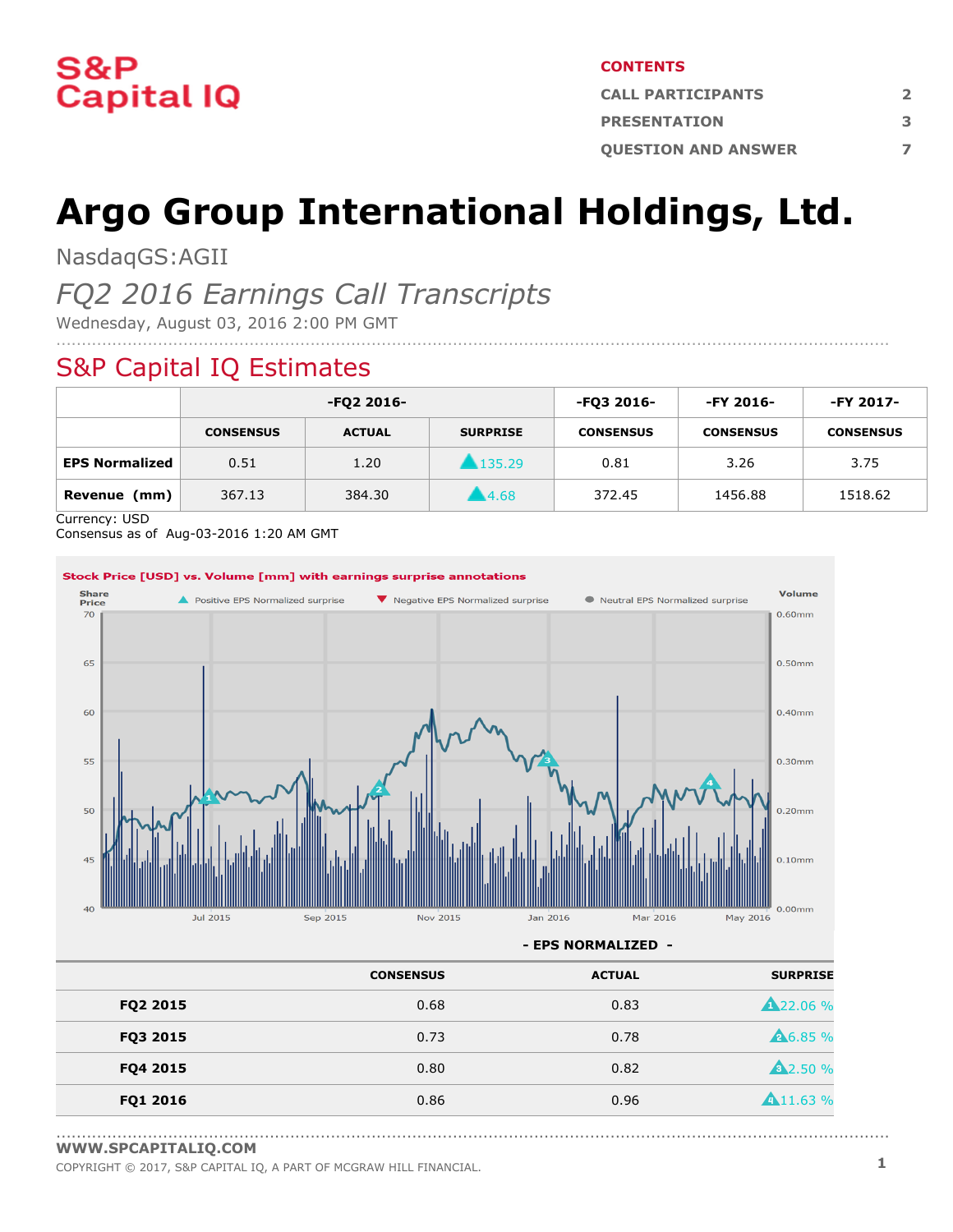# S&P Capital IQ

**CONTENTS**

| | |
|---|---|
| CALL PARTICIPANTS | 2 |
| PRESENTATION | 3 |
| QUESTION AND ANSWER | 7 |

# Argo Group International Holdings, Ltd.

NasdaqGS:AGII

## *FQ2 2016 Earnings Call Transcripts*

Wednesday, August 03, 2016 2:00 PM GMT

## S&P Capital IQ Estimates

| | -FQ2 2016- | | | -FQ3 2016- | -FY 2016- | -FY 2017- |
|---|---|---|---|---|---|---|
| | CONSENSUS | ACTUAL | SURPRISE | CONSENSUS | CONSENSUS | CONSENSUS |
| **EPS Normalized** | 0.51 | 1.20 | ▲135.29 | 0.81 | 3.26 | 3.75 |
| **Revenue (mm)** | 367.13 | 384.30 | ▲4.68 | 372.45 | 1456.88 | 1518.62 |

Currency: USD
Consensus as of Aug-03-2016 1:20 AM GMT

**Stock Price [USD] vs. Volume [mm] with earnings surprise annotations**

**- EPS NORMALIZED -**

| | CONSENSUS | ACTUAL | SURPRISE |
|---|---|---|---|
| **FQ2 2015** | 0.68 | 0.83 | ▲22.06 % |
| **FQ3 2015** | 0.73 | 0.78 | ▲6.85 % |
| **FQ4 2015** | 0.80 | 0.82 | ▲2.50 % |
| **FQ1 2016** | 0.86 | 0.96 | ▲11.63 % |

WWW.SPCAPITALIQ.COM
COPYRIGHT © 2017, S&P CAPITAL IQ, A PART OF MCGRAW HILL FINANCIAL.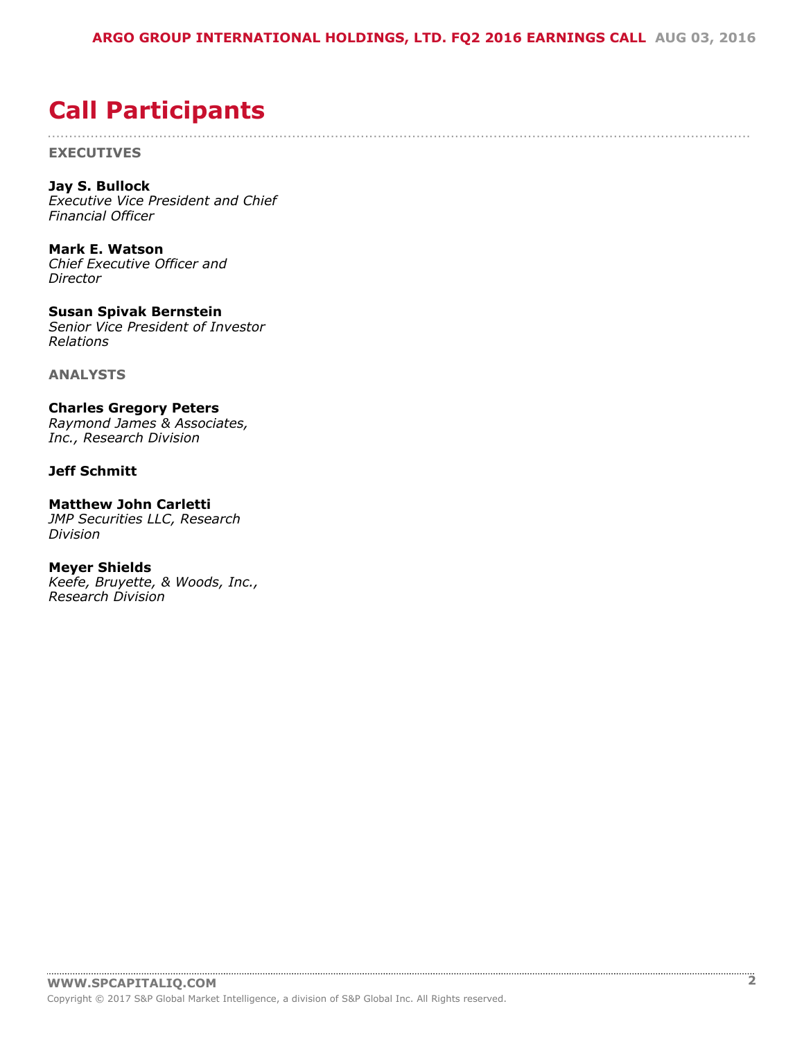# Call Participants

**EXECUTIVES**

**Jay S. Bullock**
*Executive Vice President and Chief Financial Officer*

**Mark E. Watson**
*Chief Executive Officer and Director*

**Susan Spivak Bernstein**
*Senior Vice President of Investor Relations*

**ANALYSTS**

**Charles Gregory Peters**
*Raymond James & Associates, Inc., Research Division*

**Jeff Schmitt**

**Matthew John Carletti**
*JMP Securities LLC, Research Division*

**Meyer Shields**
*Keefe, Bruyette, & Woods, Inc., Research Division*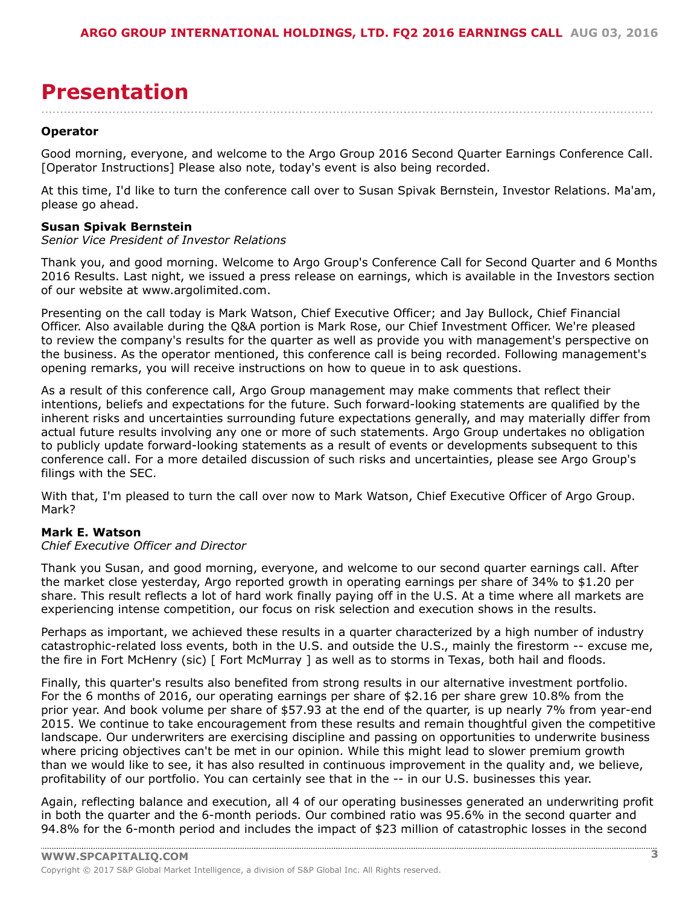# Presentation

**Operator**

Good morning, everyone, and welcome to the Argo Group 2016 Second Quarter Earnings Conference Call. [Operator Instructions] Please also note, today's event is also being recorded.

At this time, I'd like to turn the conference call over to Susan Spivak Bernstein, Investor Relations. Ma'am, please go ahead.

**Susan Spivak Bernstein**
*Senior Vice President of Investor Relations*

Thank you, and good morning. Welcome to Argo Group's Conference Call for Second Quarter and 6 Months 2016 Results. Last night, we issued a press release on earnings, which is available in the Investors section of our website at www.argolimited.com.

Presenting on the call today is Mark Watson, Chief Executive Officer; and Jay Bullock, Chief Financial Officer. Also available during the Q&A portion is Mark Rose, our Chief Investment Officer. We're pleased to review the company's results for the quarter as well as provide you with management's perspective on the business. As the operator mentioned, this conference call is being recorded. Following management's opening remarks, you will receive instructions on how to queue in to ask questions.

As a result of this conference call, Argo Group management may make comments that reflect their intentions, beliefs and expectations for the future. Such forward-looking statements are qualified by the inherent risks and uncertainties surrounding future expectations generally, and may materially differ from actual future results involving any one or more of such statements. Argo Group undertakes no obligation to publicly update forward-looking statements as a result of events or developments subsequent to this conference call. For a more detailed discussion of such risks and uncertainties, please see Argo Group's filings with the SEC.

With that, I'm pleased to turn the call over now to Mark Watson, Chief Executive Officer of Argo Group. Mark?

**Mark E. Watson**
*Chief Executive Officer and Director*

Thank you Susan, and good morning, everyone, and welcome to our second quarter earnings call. After the market close yesterday, Argo reported growth in operating earnings per share of 34% to $1.20 per share. This result reflects a lot of hard work finally paying off in the U.S. At a time where all markets are experiencing intense competition, our focus on risk selection and execution shows in the results.

Perhaps as important, we achieved these results in a quarter characterized by a high number of industry catastrophic-related loss events, both in the U.S. and outside the U.S., mainly the firestorm -- excuse me, the fire in Fort McHenry (sic) [ Fort McMurray ] as well as to storms in Texas, both hail and floods.

Finally, this quarter's results also benefited from strong results in our alternative investment portfolio. For the 6 months of 2016, our operating earnings per share of $2.16 per share grew 10.8% from the prior year. And book volume per share of $57.93 at the end of the quarter, is up nearly 7% from year-end 2015. We continue to take encouragement from these results and remain thoughtful given the competitive landscape. Our underwriters are exercising discipline and passing on opportunities to underwrite business where pricing objectives can't be met in our opinion. While this might lead to slower premium growth than we would like to see, it has also resulted in continuous improvement in the quality and, we believe, profitability of our portfolio. You can certainly see that in the -- in our U.S. businesses this year.

Again, reflecting balance and execution, all 4 of our operating businesses generated an underwriting profit in both the quarter and the 6-month periods. Our combined ratio was 95.6% in the second quarter and 94.8% for the 6-month period and includes the impact of $23 million of catastrophic losses in the second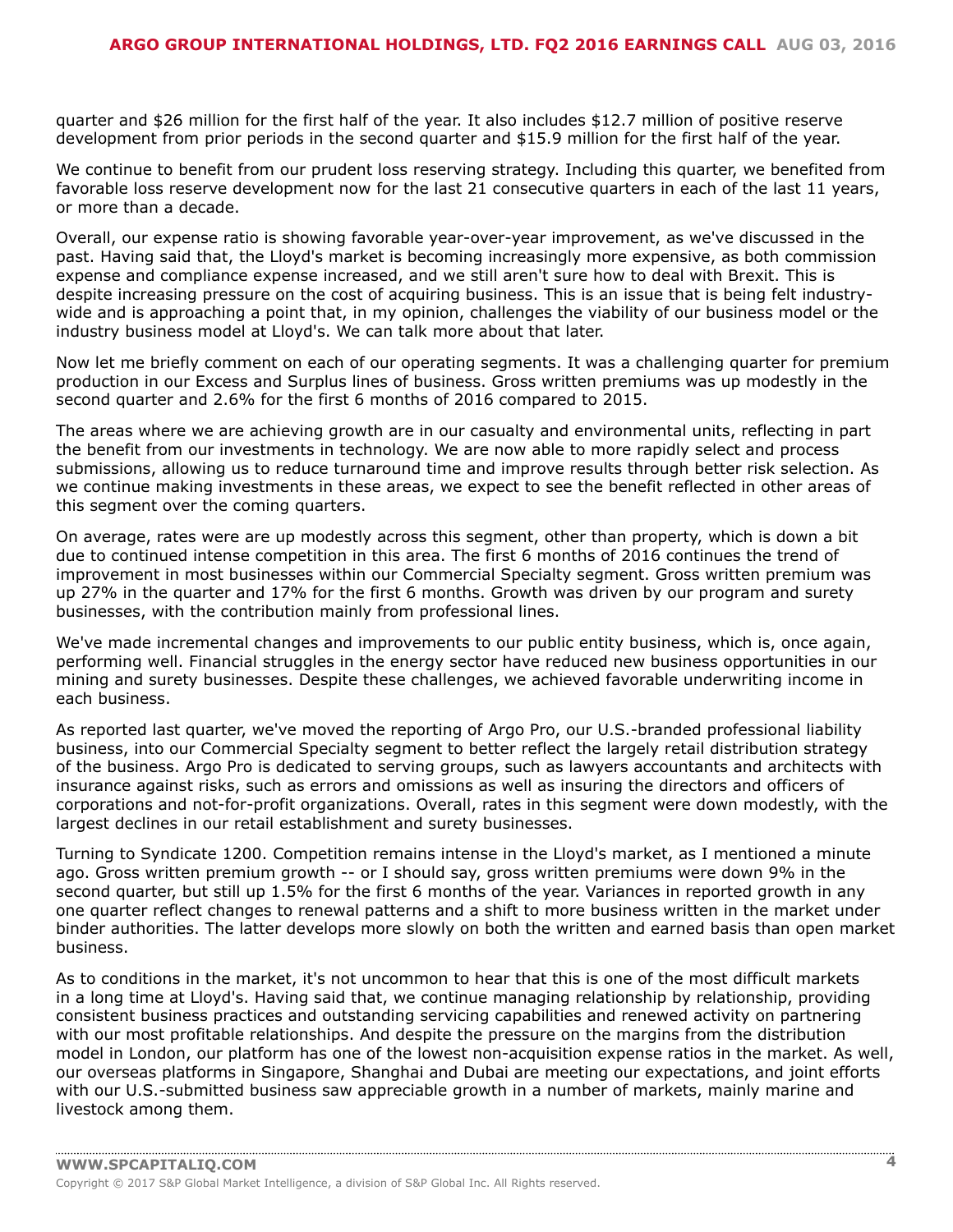quarter and $26 million for the first half of the year. It also includes $12.7 million of positive reserve development from prior periods in the second quarter and $15.9 million for the first half of the year.

We continue to benefit from our prudent loss reserving strategy. Including this quarter, we benefited from favorable loss reserve development now for the last 21 consecutive quarters in each of the last 11 years, or more than a decade.

Overall, our expense ratio is showing favorable year-over-year improvement, as we've discussed in the past. Having said that, the Lloyd's market is becoming increasingly more expensive, as both commission expense and compliance expense increased, and we still aren't sure how to deal with Brexit. This is despite increasing pressure on the cost of acquiring business. This is an issue that is being felt industry-wide and is approaching a point that, in my opinion, challenges the viability of our business model or the industry business model at Lloyd's. We can talk more about that later.

Now let me briefly comment on each of our operating segments. It was a challenging quarter for premium production in our Excess and Surplus lines of business. Gross written premiums was up modestly in the second quarter and 2.6% for the first 6 months of 2016 compared to 2015.

The areas where we are achieving growth are in our casualty and environmental units, reflecting in part the benefit from our investments in technology. We are now able to more rapidly select and process submissions, allowing us to reduce turnaround time and improve results through better risk selection. As we continue making investments in these areas, we expect to see the benefit reflected in other areas of this segment over the coming quarters.

On average, rates were are up modestly across this segment, other than property, which is down a bit due to continued intense competition in this area. The first 6 months of 2016 continues the trend of improvement in most businesses within our Commercial Specialty segment. Gross written premium was up 27% in the quarter and 17% for the first 6 months. Growth was driven by our program and surety businesses, with the contribution mainly from professional lines.

We've made incremental changes and improvements to our public entity business, which is, once again, performing well. Financial struggles in the energy sector have reduced new business opportunities in our mining and surety businesses. Despite these challenges, we achieved favorable underwriting income in each business.

As reported last quarter, we've moved the reporting of Argo Pro, our U.S.-branded professional liability business, into our Commercial Specialty segment to better reflect the largely retail distribution strategy of the business. Argo Pro is dedicated to serving groups, such as lawyers accountants and architects with insurance against risks, such as errors and omissions as well as insuring the directors and officers of corporations and not-for-profit organizations. Overall, rates in this segment were down modestly, with the largest declines in our retail establishment and surety businesses.

Turning to Syndicate 1200. Competition remains intense in the Lloyd's market, as I mentioned a minute ago. Gross written premium growth -- or I should say, gross written premiums were down 9% in the second quarter, but still up 1.5% for the first 6 months of the year. Variances in reported growth in any one quarter reflect changes to renewal patterns and a shift to more business written in the market under binder authorities. The latter develops more slowly on both the written and earned basis than open market business.

As to conditions in the market, it's not uncommon to hear that this is one of the most difficult markets in a long time at Lloyd's. Having said that, we continue managing relationship by relationship, providing consistent business practices and outstanding servicing capabilities and renewed activity on partnering with our most profitable relationships. And despite the pressure on the margins from the distribution model in London, our platform has one of the lowest non-acquisition expense ratios in the market. As well, our overseas platforms in Singapore, Shanghai and Dubai are meeting our expectations, and joint efforts with our U.S.-submitted business saw appreciable growth in a number of markets, mainly marine and livestock among them.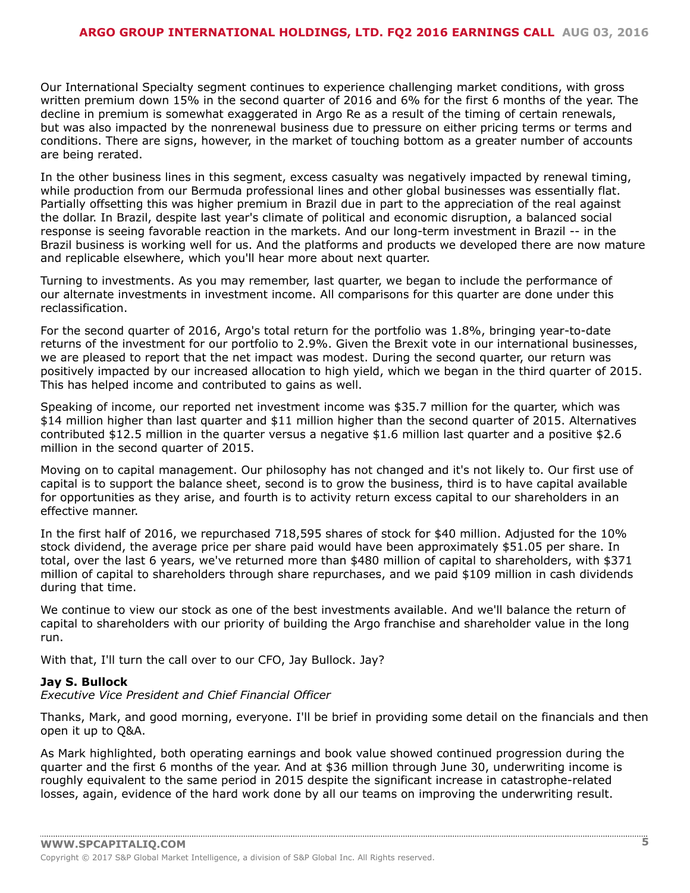Our International Specialty segment continues to experience challenging market conditions, with gross written premium down 15% in the second quarter of 2016 and 6% for the first 6 months of the year. The decline in premium is somewhat exaggerated in Argo Re as a result of the timing of certain renewals, but was also impacted by the nonrenewal business due to pressure on either pricing terms or terms and conditions. There are signs, however, in the market of touching bottom as a greater number of accounts are being rerated.

In the other business lines in this segment, excess casualty was negatively impacted by renewal timing, while production from our Bermuda professional lines and other global businesses was essentially flat. Partially offsetting this was higher premium in Brazil due in part to the appreciation of the real against the dollar. In Brazil, despite last year's climate of political and economic disruption, a balanced social response is seeing favorable reaction in the markets. And our long-term investment in Brazil -- in the Brazil business is working well for us. And the platforms and products we developed there are now mature and replicable elsewhere, which you'll hear more about next quarter.

Turning to investments. As you may remember, last quarter, we began to include the performance of our alternate investments in investment income. All comparisons for this quarter are done under this reclassification.

For the second quarter of 2016, Argo's total return for the portfolio was 1.8%, bringing year-to-date returns of the investment for our portfolio to 2.9%. Given the Brexit vote in our international businesses, we are pleased to report that the net impact was modest. During the second quarter, our return was positively impacted by our increased allocation to high yield, which we began in the third quarter of 2015. This has helped income and contributed to gains as well.

Speaking of income, our reported net investment income was $35.7 million for the quarter, which was $14 million higher than last quarter and $11 million higher than the second quarter of 2015. Alternatives contributed $12.5 million in the quarter versus a negative $1.6 million last quarter and a positive $2.6 million in the second quarter of 2015.

Moving on to capital management. Our philosophy has not changed and it's not likely to. Our first use of capital is to support the balance sheet, second is to grow the business, third is to have capital available for opportunities as they arise, and fourth is to activity return excess capital to our shareholders in an effective manner.

In the first half of 2016, we repurchased 718,595 shares of stock for $40 million. Adjusted for the 10% stock dividend, the average price per share paid would have been approximately $51.05 per share. In total, over the last 6 years, we've returned more than $480 million of capital to shareholders, with $371 million of capital to shareholders through share repurchases, and we paid $109 million in cash dividends during that time.

We continue to view our stock as one of the best investments available. And we'll balance the return of capital to shareholders with our priority of building the Argo franchise and shareholder value in the long run.

With that, I'll turn the call over to our CFO, Jay Bullock. Jay?

**Jay S. Bullock**
*Executive Vice President and Chief Financial Officer*

Thanks, Mark, and good morning, everyone. I'll be brief in providing some detail on the financials and then open it up to Q&A.

As Mark highlighted, both operating earnings and book value showed continued progression during the quarter and the first 6 months of the year. And at $36 million through June 30, underwriting income is roughly equivalent to the same period in 2015 despite the significant increase in catastrophe-related losses, again, evidence of the hard work done by all our teams on improving the underwriting result.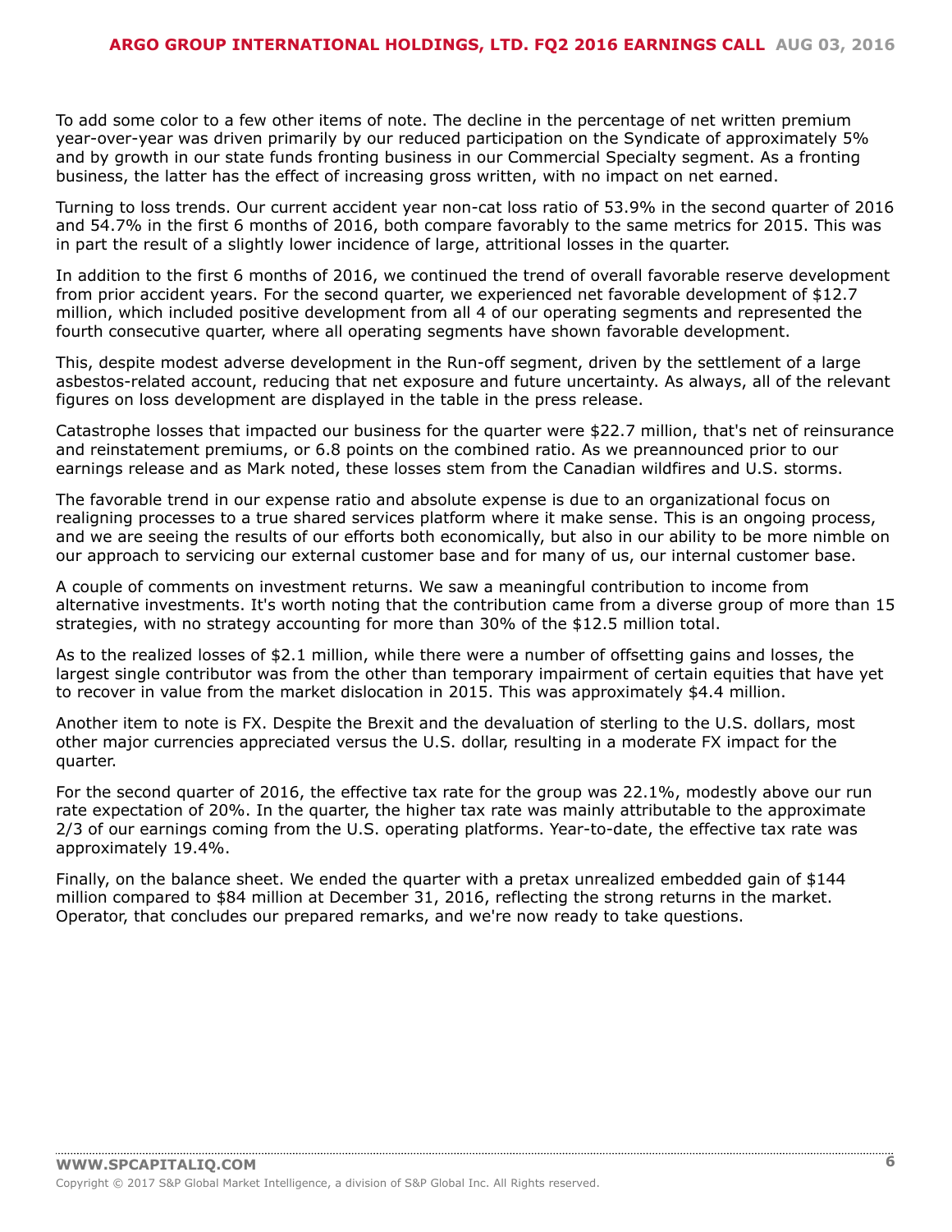To add some color to a few other items of note. The decline in the percentage of net written premium year-over-year was driven primarily by our reduced participation on the Syndicate of approximately 5% and by growth in our state funds fronting business in our Commercial Specialty segment. As a fronting business, the latter has the effect of increasing gross written, with no impact on net earned.

Turning to loss trends. Our current accident year non-cat loss ratio of 53.9% in the second quarter of 2016 and 54.7% in the first 6 months of 2016, both compare favorably to the same metrics for 2015. This was in part the result of a slightly lower incidence of large, attritional losses in the quarter.

In addition to the first 6 months of 2016, we continued the trend of overall favorable reserve development from prior accident years. For the second quarter, we experienced net favorable development of $12.7 million, which included positive development from all 4 of our operating segments and represented the fourth consecutive quarter, where all operating segments have shown favorable development.

This, despite modest adverse development in the Run-off segment, driven by the settlement of a large asbestos-related account, reducing that net exposure and future uncertainty. As always, all of the relevant figures on loss development are displayed in the table in the press release.

Catastrophe losses that impacted our business for the quarter were $22.7 million, that's net of reinsurance and reinstatement premiums, or 6.8 points on the combined ratio. As we preannounced prior to our earnings release and as Mark noted, these losses stem from the Canadian wildfires and U.S. storms.

The favorable trend in our expense ratio and absolute expense is due to an organizational focus on realigning processes to a true shared services platform where it make sense. This is an ongoing process, and we are seeing the results of our efforts both economically, but also in our ability to be more nimble on our approach to servicing our external customer base and for many of us, our internal customer base.

A couple of comments on investment returns. We saw a meaningful contribution to income from alternative investments. It's worth noting that the contribution came from a diverse group of more than 15 strategies, with no strategy accounting for more than 30% of the $12.5 million total.

As to the realized losses of $2.1 million, while there were a number of offsetting gains and losses, the largest single contributor was from the other than temporary impairment of certain equities that have yet to recover in value from the market dislocation in 2015. This was approximately $4.4 million.

Another item to note is FX. Despite the Brexit and the devaluation of sterling to the U.S. dollars, most other major currencies appreciated versus the U.S. dollar, resulting in a moderate FX impact for the quarter.

For the second quarter of 2016, the effective tax rate for the group was 22.1%, modestly above our run rate expectation of 20%. In the quarter, the higher tax rate was mainly attributable to the approximate 2/3 of our earnings coming from the U.S. operating platforms. Year-to-date, the effective tax rate was approximately 19.4%.

Finally, on the balance sheet. We ended the quarter with a pretax unrealized embedded gain of $144 million compared to $84 million at December 31, 2016, reflecting the strong returns in the market. Operator, that concludes our prepared remarks, and we're now ready to take questions.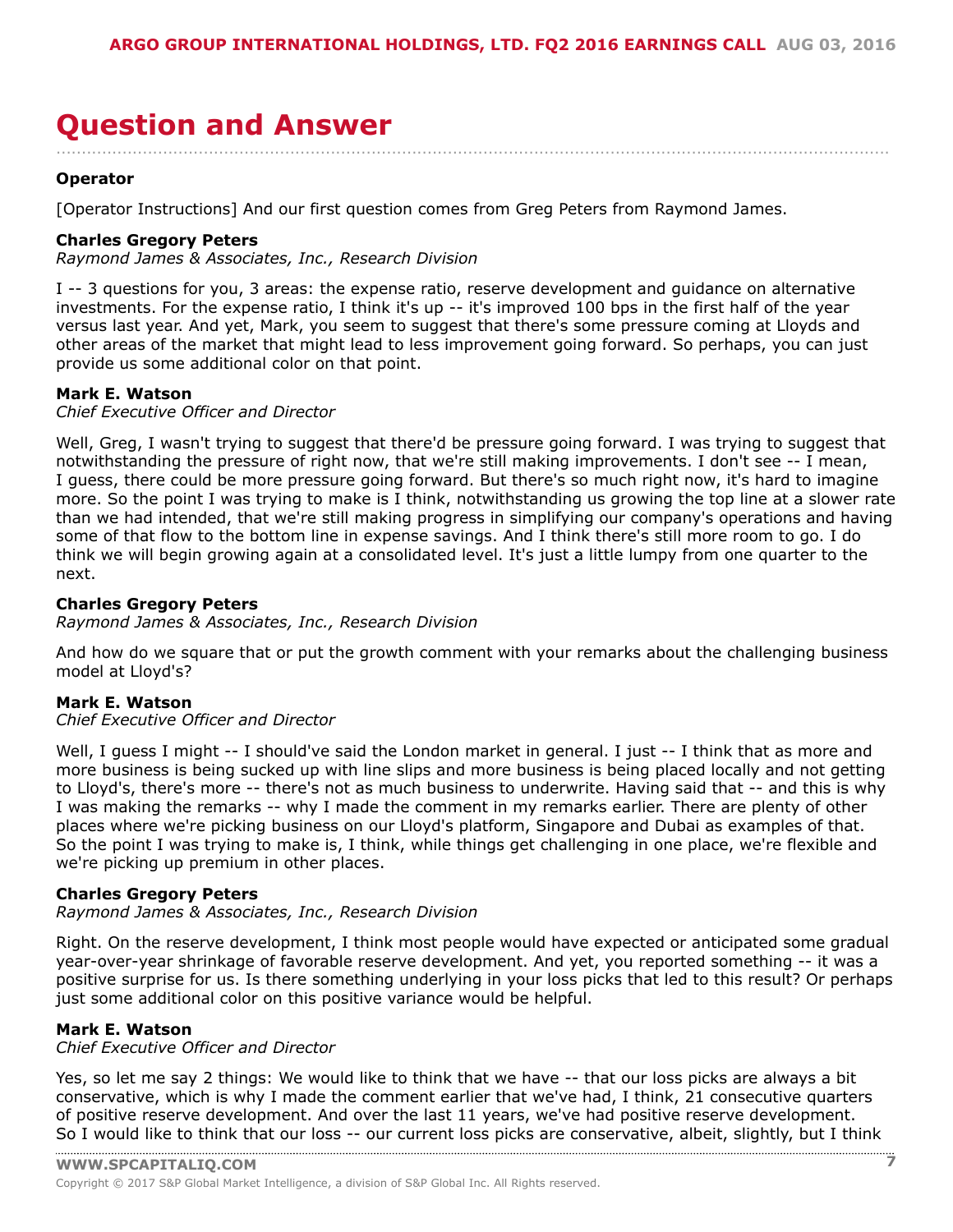# Question and Answer

**Operator**

[Operator Instructions] And our first question comes from Greg Peters from Raymond James.

**Charles Gregory Peters**
*Raymond James & Associates, Inc., Research Division*

I -- 3 questions for you, 3 areas: the expense ratio, reserve development and guidance on alternative investments. For the expense ratio, I think it's up -- it's improved 100 bps in the first half of the year versus last year. And yet, Mark, you seem to suggest that there's some pressure coming at Lloyds and other areas of the market that might lead to less improvement going forward. So perhaps, you can just provide us some additional color on that point.

**Mark E. Watson**
*Chief Executive Officer and Director*

Well, Greg, I wasn't trying to suggest that there'd be pressure going forward. I was trying to suggest that notwithstanding the pressure of right now, that we're still making improvements. I don't see -- I mean, I guess, there could be more pressure going forward. But there's so much right now, it's hard to imagine more. So the point I was trying to make is I think, notwithstanding us growing the top line at a slower rate than we had intended, that we're still making progress in simplifying our company's operations and having some of that flow to the bottom line in expense savings. And I think there's still more room to go. I do think we will begin growing again at a consolidated level. It's just a little lumpy from one quarter to the next.

**Charles Gregory Peters**
*Raymond James & Associates, Inc., Research Division*

And how do we square that or put the growth comment with your remarks about the challenging business model at Lloyd's?

**Mark E. Watson**
*Chief Executive Officer and Director*

Well, I guess I might -- I should've said the London market in general. I just -- I think that as more and more business is being sucked up with line slips and more business is being placed locally and not getting to Lloyd's, there's more -- there's not as much business to underwrite. Having said that -- and this is why I was making the remarks -- why I made the comment in my remarks earlier. There are plenty of other places where we're picking business on our Lloyd's platform, Singapore and Dubai as examples of that. So the point I was trying to make is, I think, while things get challenging in one place, we're flexible and we're picking up premium in other places.

**Charles Gregory Peters**
*Raymond James & Associates, Inc., Research Division*

Right. On the reserve development, I think most people would have expected or anticipated some gradual year-over-year shrinkage of favorable reserve development. And yet, you reported something -- it was a positive surprise for us. Is there something underlying in your loss picks that led to this result? Or perhaps just some additional color on this positive variance would be helpful.

**Mark E. Watson**
*Chief Executive Officer and Director*

Yes, so let me say 2 things: We would like to think that we have -- that our loss picks are always a bit conservative, which is why I made the comment earlier that we've had, I think, 21 consecutive quarters of positive reserve development. And over the last 11 years, we've had positive reserve development. So I would like to think that our loss -- our current loss picks are conservative, albeit, slightly, but I think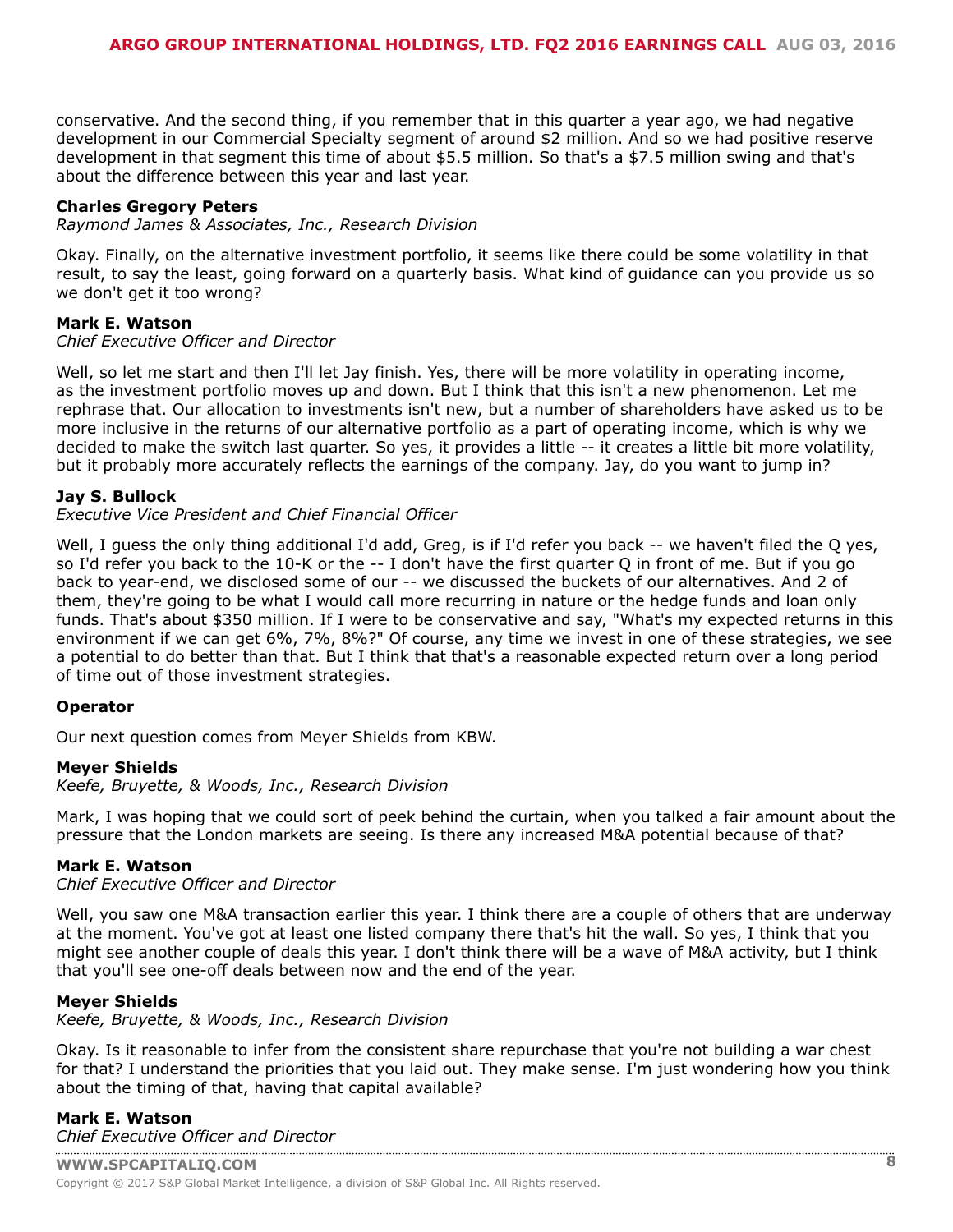conservative. And the second thing, if you remember that in this quarter a year ago, we had negative development in our Commercial Specialty segment of around $2 million. And so we had positive reserve development in that segment this time of about $5.5 million. So that's a $7.5 million swing and that's about the difference between this year and last year.

**Charles Gregory Peters**
*Raymond James & Associates, Inc., Research Division*

Okay. Finally, on the alternative investment portfolio, it seems like there could be some volatility in that result, to say the least, going forward on a quarterly basis. What kind of guidance can you provide us so we don't get it too wrong?

**Mark E. Watson**
*Chief Executive Officer and Director*

Well, so let me start and then I'll let Jay finish. Yes, there will be more volatility in operating income, as the investment portfolio moves up and down. But I think that this isn't a new phenomenon. Let me rephrase that. Our allocation to investments isn't new, but a number of shareholders have asked us to be more inclusive in the returns of our alternative portfolio as a part of operating income, which is why we decided to make the switch last quarter. So yes, it provides a little -- it creates a little bit more volatility, but it probably more accurately reflects the earnings of the company. Jay, do you want to jump in?

**Jay S. Bullock**
*Executive Vice President and Chief Financial Officer*

Well, I guess the only thing additional I'd add, Greg, is if I'd refer you back -- we haven't filed the Q yes, so I'd refer you back to the 10-K or the -- I don't have the first quarter Q in front of me. But if you go back to year-end, we disclosed some of our -- we discussed the buckets of our alternatives. And 2 of them, they're going to be what I would call more recurring in nature or the hedge funds and loan only funds. That's about $350 million. If I were to be conservative and say, "What's my expected returns in this environment if we can get 6%, 7%, 8%?" Of course, any time we invest in one of these strategies, we see a potential to do better than that. But I think that that's a reasonable expected return over a long period of time out of those investment strategies.

**Operator**

Our next question comes from Meyer Shields from KBW.

**Meyer Shields**
*Keefe, Bruyette, & Woods, Inc., Research Division*

Mark, I was hoping that we could sort of peek behind the curtain, when you talked a fair amount about the pressure that the London markets are seeing. Is there any increased M&A potential because of that?

**Mark E. Watson**
*Chief Executive Officer and Director*

Well, you saw one M&A transaction earlier this year. I think there are a couple of others that are underway at the moment. You've got at least one listed company there that's hit the wall. So yes, I think that you might see another couple of deals this year. I don't think there will be a wave of M&A activity, but I think that you'll see one-off deals between now and the end of the year.

**Meyer Shields**
*Keefe, Bruyette, & Woods, Inc., Research Division*

Okay. Is it reasonable to infer from the consistent share repurchase that you're not building a war chest for that? I understand the priorities that you laid out. They make sense. I'm just wondering how you think about the timing of that, having that capital available?

**Mark E. Watson**
*Chief Executive Officer and Director*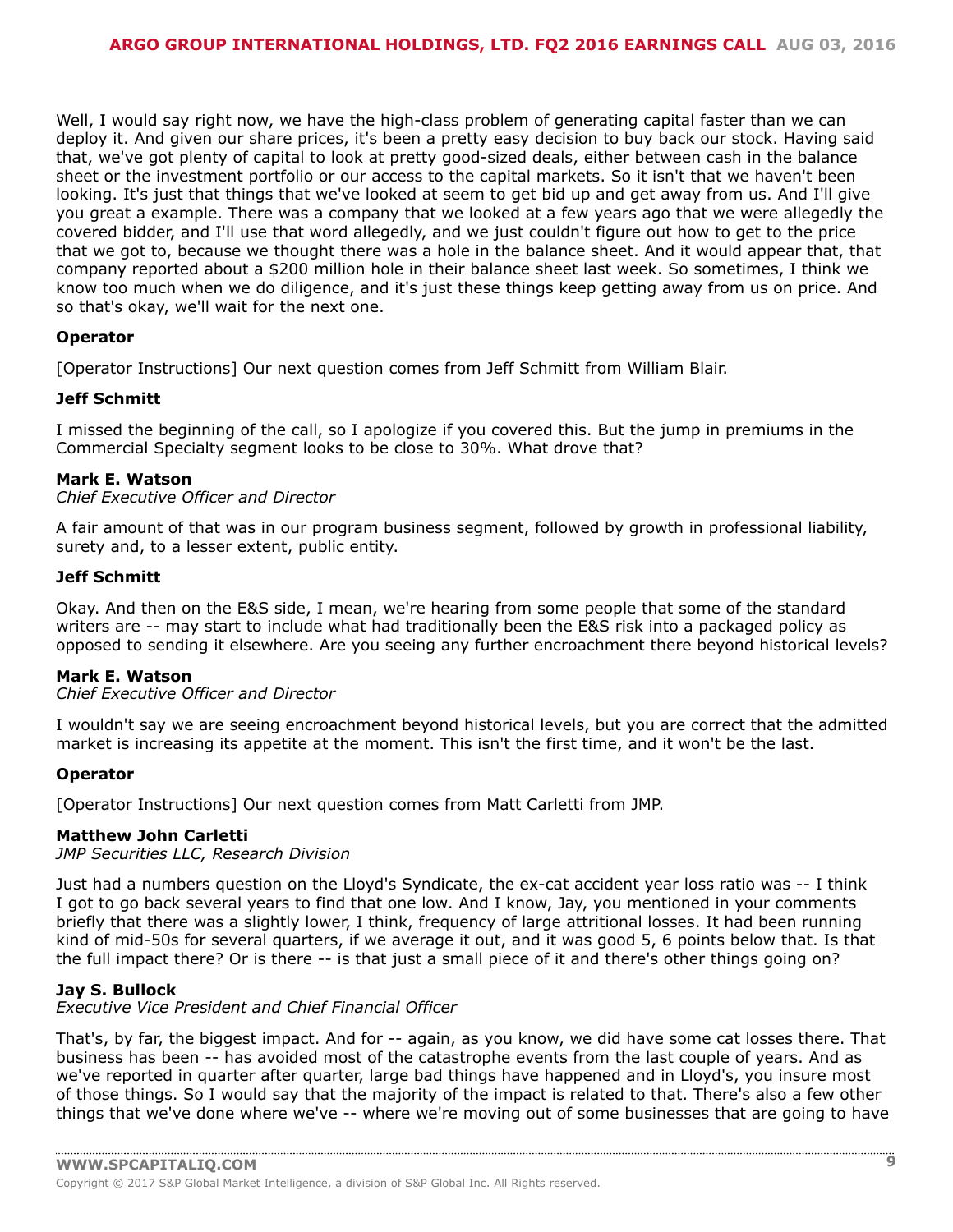Well, I would say right now, we have the high-class problem of generating capital faster than we can deploy it. And given our share prices, it's been a pretty easy decision to buy back our stock. Having said that, we've got plenty of capital to look at pretty good-sized deals, either between cash in the balance sheet or the investment portfolio or our access to the capital markets. So it isn't that we haven't been looking. It's just that things that we've looked at seem to get bid up and get away from us. And I'll give you great a example. There was a company that we looked at a few years ago that we were allegedly the covered bidder, and I'll use that word allegedly, and we just couldn't figure out how to get to the price that we got to, because we thought there was a hole in the balance sheet. And it would appear that, that company reported about a $200 million hole in their balance sheet last week. So sometimes, I think we know too much when we do diligence, and it's just these things keep getting away from us on price. And so that's okay, we'll wait for the next one.

**Operator**

[Operator Instructions] Our next question comes from Jeff Schmitt from William Blair.

**Jeff Schmitt**

I missed the beginning of the call, so I apologize if you covered this. But the jump in premiums in the Commercial Specialty segment looks to be close to 30%. What drove that?

**Mark E. Watson**
*Chief Executive Officer and Director*

A fair amount of that was in our program business segment, followed by growth in professional liability, surety and, to a lesser extent, public entity.

**Jeff Schmitt**

Okay. And then on the E&S side, I mean, we're hearing from some people that some of the standard writers are -- may start to include what had traditionally been the E&S risk into a packaged policy as opposed to sending it elsewhere. Are you seeing any further encroachment there beyond historical levels?

**Mark E. Watson**
*Chief Executive Officer and Director*

I wouldn't say we are seeing encroachment beyond historical levels, but you are correct that the admitted market is increasing its appetite at the moment. This isn't the first time, and it won't be the last.

**Operator**

[Operator Instructions] Our next question comes from Matt Carletti from JMP.

**Matthew John Carletti**
*JMP Securities LLC, Research Division*

Just had a numbers question on the Lloyd's Syndicate, the ex-cat accident year loss ratio was -- I think I got to go back several years to find that one low. And I know, Jay, you mentioned in your comments briefly that there was a slightly lower, I think, frequency of large attritional losses. It had been running kind of mid-50s for several quarters, if we average it out, and it was good 5, 6 points below that. Is that the full impact there? Or is there -- is that just a small piece of it and there's other things going on?

**Jay S. Bullock**
*Executive Vice President and Chief Financial Officer*

That's, by far, the biggest impact. And for -- again, as you know, we did have some cat losses there. That business has been -- has avoided most of the catastrophe events from the last couple of years. And as we've reported in quarter after quarter, large bad things have happened and in Lloyd's, you insure most of those things. So I would say that the majority of the impact is related to that. There's also a few other things that we've done where we've -- where we're moving out of some businesses that are going to have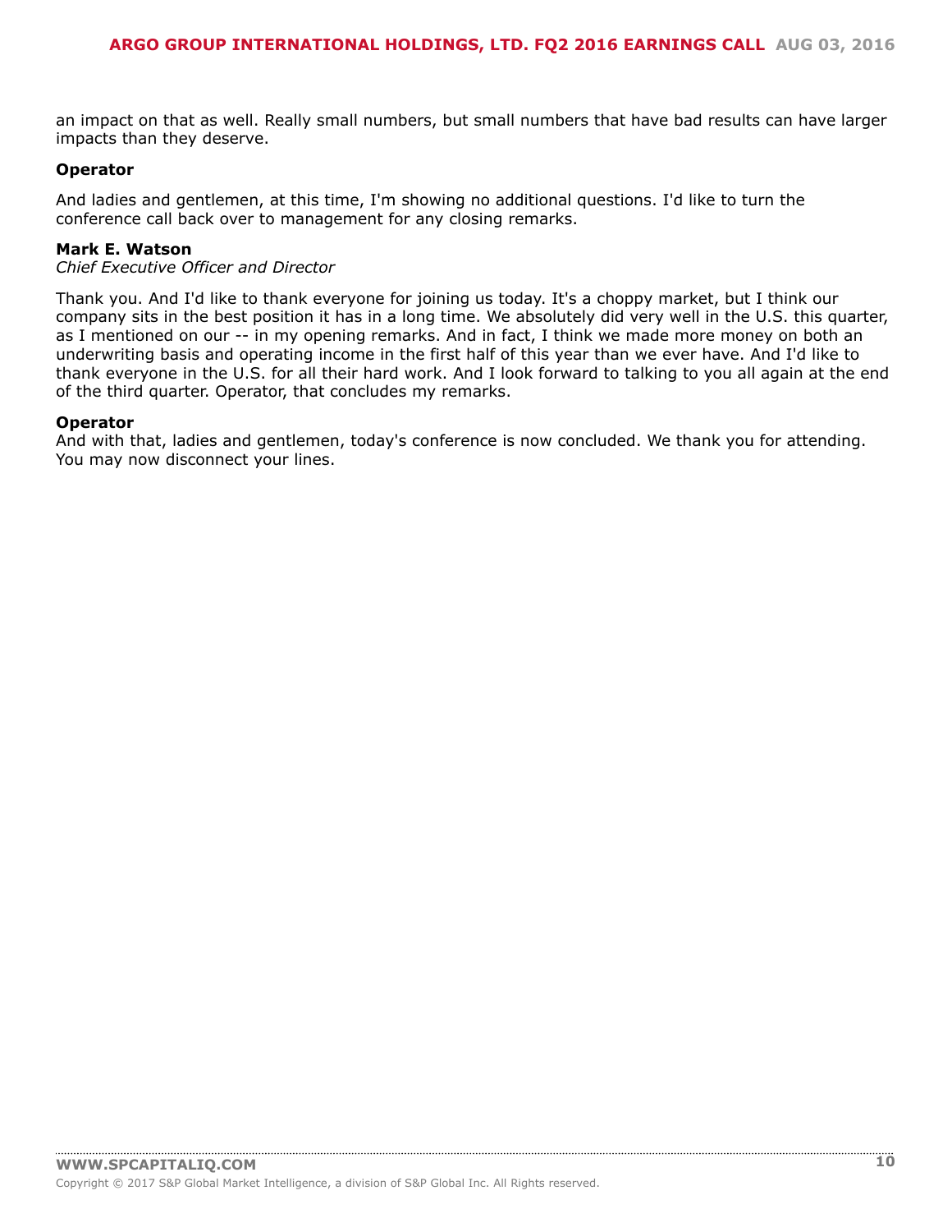an impact on that as well. Really small numbers, but small numbers that have bad results can have larger impacts than they deserve.

**Operator**

And ladies and gentlemen, at this time, I'm showing no additional questions. I'd like to turn the conference call back over to management for any closing remarks.

**Mark E. Watson**
*Chief Executive Officer and Director*

Thank you. And I'd like to thank everyone for joining us today. It's a choppy market, but I think our company sits in the best position it has in a long time. We absolutely did very well in the U.S. this quarter, as I mentioned on our -- in my opening remarks. And in fact, I think we made more money on both an underwriting basis and operating income in the first half of this year than we ever have. And I'd like to thank everyone in the U.S. for all their hard work. And I look forward to talking to you all again at the end of the third quarter. Operator, that concludes my remarks.

**Operator**
And with that, ladies and gentlemen, today's conference is now concluded. We thank you for attending. You may now disconnect your lines.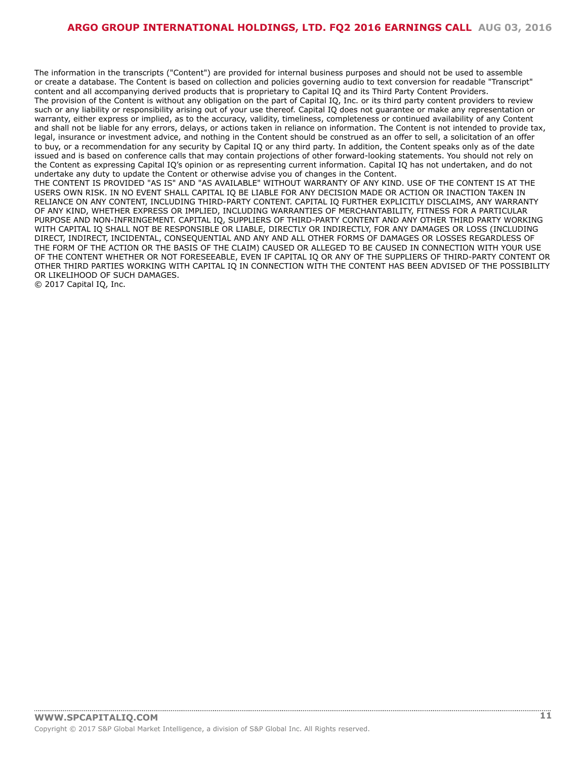The information in the transcripts ("Content") are provided for internal business purposes and should not be used to assemble or create a database. The Content is based on collection and policies governing audio to text conversion for readable "Transcript" content and all accompanying derived products that is proprietary to Capital IQ and its Third Party Content Providers.
The provision of the Content is without any obligation on the part of Capital IQ, Inc. or its third party content providers to review such or any liability or responsibility arising out of your use thereof. Capital IQ does not guarantee or make any representation or warranty, either express or implied, as to the accuracy, validity, timeliness, completeness or continued availability of any Content and shall not be liable for any errors, delays, or actions taken in reliance on information. The Content is not intended to provide tax, legal, insurance or investment advice, and nothing in the Content should be construed as an offer to sell, a solicitation of an offer to buy, or a recommendation for any security by Capital IQ or any third party. In addition, the Content speaks only as of the date issued and is based on conference calls that may contain projections of other forward-looking statements. You should not rely on the Content as expressing Capital IQ's opinion or as representing current information. Capital IQ has not undertaken, and do not undertake any duty to update the Content or otherwise advise you of changes in the Content.
THE CONTENT IS PROVIDED "AS IS" AND "AS AVAILABLE" WITHOUT WARRANTY OF ANY KIND. USE OF THE CONTENT IS AT THE USERS OWN RISK. IN NO EVENT SHALL CAPITAL IQ BE LIABLE FOR ANY DECISION MADE OR ACTION OR INACTION TAKEN IN RELIANCE ON ANY CONTENT, INCLUDING THIRD-PARTY CONTENT. CAPITAL IQ FURTHER EXPLICITLY DISCLAIMS, ANY WARRANTY OF ANY KIND, WHETHER EXPRESS OR IMPLIED, INCLUDING WARRANTIES OF MERCHANTABILITY, FITNESS FOR A PARTICULAR PURPOSE AND NON-INFRINGEMENT. CAPITAL IQ, SUPPLIERS OF THIRD-PARTY CONTENT AND ANY OTHER THIRD PARTY WORKING WITH CAPITAL IQ SHALL NOT BE RESPONSIBLE OR LIABLE, DIRECTLY OR INDIRECTLY, FOR ANY DAMAGES OR LOSS (INCLUDING DIRECT, INDIRECT, INCIDENTAL, CONSEQUENTIAL AND ANY AND ALL OTHER FORMS OF DAMAGES OR LOSSES REGARDLESS OF THE FORM OF THE ACTION OR THE BASIS OF THE CLAIM) CAUSED OR ALLEGED TO BE CAUSED IN CONNECTION WITH YOUR USE OF THE CONTENT WHETHER OR NOT FORESEEABLE, EVEN IF CAPITAL IQ OR ANY OF THE SUPPLIERS OF THIRD-PARTY CONTENT OR OTHER THIRD PARTIES WORKING WITH CAPITAL IQ IN CONNECTION WITH THE CONTENT HAS BEEN ADVISED OF THE POSSIBILITY OR LIKELIHOOD OF SUCH DAMAGES.
© 2017 Capital IQ, Inc.